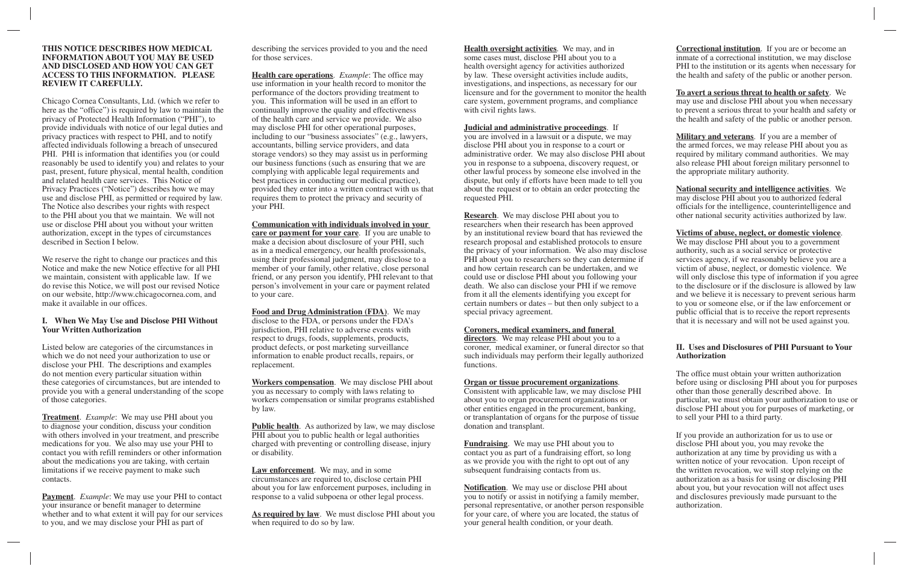**THIS NOTICE DESCRIBES HOW MEDICAL INFORMATION ABOUT YOU MAY BE USED AND DISCLOSED AND HOW YOU CAN GET ACCESS TO THIS INFORMATION. PLEASE REVIEW IT CAREFULLY.**

Chicago Cornea Consultants, Ltd. (which we refer to here as the "office") is required by law to maintain the privacy of Protected Health Information ("PHI"), to provide individuals with notice of our legal duties and privacy practices with respect to PHI, and to notify affected individuals following a breach of unsecured PHI. PHI is information that identifies you (or could reasonably be used to identify you) and relates to your past, present, future physical, mental health, condition and related health care services. This Notice of Privacy Practices ("Notice") describes how we may use and disclose PHI, as permitted or required by law. The Notice also describes your rights with respect to the PHI about you that we maintain. We will not use or disclose PHI about you without your written authorization, except in the types of circumstances described in Section I below.

We reserve the right to change our practices and this Notice and make the new Notice effective for all PHI we maintain, consistent with applicable law. If we do revise this Notice, we will post our revised Notice on our website, http://www.chicagocornea.com, and make it available in our offices.

## I. When We May Use and Disclose PHI Without Your Written Authorization

Listed below are categories of the circumstances in which we do not need your authorization to use or disclose your PHI. The descriptions and examples do not mention every particular situation within these categories of circumstances, but are intended to provide you with a general understanding of the scope of those categories.

**Treatment**. *Example*: We may use PHI about you to diagnose your condition, discuss your condition with others involved in your treatment, and prescribe medications for you. We also may use your PHI to contact you with refill reminders or other information about the medications you are taking, with certain limitations if we receive payment to make such contacts.

**Payment**. *Example*: We may use your PHI to contact your insurance or benefit manager to determine whether and to what extent it will pay for our services to you, and we may disclose your PHI as part of describing the services provided to you and the need for those services.

**Health care operations**. *Example*: The office may use information in your health record to monitor the performance of the doctors providing treatment to you. This information will be used in an effort to continually improve the quality and effectiveness of the health care and service we provide. We also may disclose PHI for other operational purposes, including to our "business associates" (e.g., lawyers, accountants, billing service providers, and data storage vendors) so they may assist us in performing our business functions (such as ensuring that we are complying with applicable legal requirements and best practices in conducting our medical practice), provided they enter into a written contract with us that requires them to protect the privacy and security of your PHI.

**Communication with individuals involved in your care or payment for your care**. If you are unable to make a decision about disclosure of your PHI, such as in a medical emergency, our health professionals, using their professional judgment, may disclose to a member of your family, other relative, close personal friend, or any person you identify, PHI relevant to that person's involvement in your care or payment related to your care.

**Food and Drug Administration (FDA)**. We may disclose to the FDA, or persons under the FDA's jurisdiction, PHI relative to adverse events with respect to drugs, foods, supplements, products, product defects, or post marketing surveillance information to enable product recalls, repairs, or replacement.

**Workers compensation**. We may disclose PHI about you as necessary to comply with laws relating to workers compensation or similar programs established by law.

**Public health**. As authorized by law, we may disclose PHI about you to public health or legal authorities charged with preventing or controlling disease, injury or disability.

**Law enforcement**. We may, and in some circumstances are required to, disclose certain PHI about you for law enforcement purposes, including in response to a valid subpoena or other legal process.

**As required by law**. We must disclose PHI about you when required to do so by law.

**Health oversight activities**. We may, and in some cases must, disclose PHI about you to a health oversight agency for activities authorized by law. These oversight activities include audits, investigations, and inspections, as necessary for our licensure and for the government to monitor the health care system, government programs, and compliance with civil rights laws.

**Judicial and administrative proceedings**. If you are involved in a lawsuit or a dispute, we may disclose PHI about you in response to a court or administrative order. We also may disclose PHI about you in response to a subpoena, discovery request, or other lawful process by someone else involved in the dispute, but only if efforts have been made to tell you about the request or to obtain an order protecting the requested PHI.

**Research**. We may disclose PHI about you to researchers when their research has been approved by an institutional review board that has reviewed the research proposal and established protocols to ensure the privacy of your information. We also may disclose PHI about you to researchers so they can determine if and how certain research can be undertaken, and we could use or disclose PHI about you following your death. We also can disclose your PHI if we remove from it all the elements identifying you except for certain numbers or dates – but then only subject to a special privacy agreement.

**Coroners, medical examiners, and funeral directors**. We may release PHI about you to a coroner, medical examiner, or funeral director so that such individuals may perform their legally authorized functions.

**Organ or tissue procurement organizations**. Consistent with applicable law, we may disclose PHI about you to organ procurement organizations or other entities engaged in the procurement, banking, or transplantation of organs for the purpose of tissue donation and transplant.

**Fundraising**. We may use PHI about you to contact you as part of a fundraising effort, so long as we provide you with the right to opt out of any subsequent fundraising contacts from us.

**Notification**. We may use or disclose PHI about you to notify or assist in notifying a family member, personal representative, or another person responsible for your care, of where you are located, the status of your general health condition, or your death.

**Correctional institution**. If you are or become an inmate of a correctional institution, we may disclose PHI to the institution or its agents when necessary for the health and safety of the public or another person.

**To avert a serious threat to health or safety**. We may use and disclose PHI about you when necessary to prevent a serious threat to your health and safety or the health and safety of the public or another person.

**Military and veterans**. If you are a member of the armed forces, we may release PHI about you as required by military command authorities. We may also release PHI about foreign military personnel to the appropriate military authority.

**National security and intelligence activities**. We may disclose PHI about you to authorized federal officials for the intelligence, counterintelligence and other national security activities authorized by law.

**Victims of abuse, neglect, or domestic violence**. We may disclose PHI about you to a government authority, such as a social service or protective services agency, if we reasonably believe you are a victim of abuse, neglect, or domestic violence. We will only disclose this type of information if you agree to the disclosure or if the disclosure is allowed by law and we believe it is necessary to prevent serious harm to you or someone else, or if the law enforcement or public official that is to receive the report represents that it is necessary and will not be used against you.

## II. Uses and Disclosures of PHI Pursuant to Your Authorization

The office must obtain your written authorization before using or disclosing PHI about you for purposes other than those generally described above. In particular, we must obtain your authorization to use or disclose PHI about you for purposes of marketing, or to sell your PHI to a third party.

If you provide an authorization for us to use or disclose PHI about you, you may revoke the authorization at any time by providing us with a written notice of your revocation. Upon receipt of the written revocation, we will stop relying on the authorization as a basis for using or disclosing PHI about you, but your revocation will not affect uses and disclosures previously made pursuant to the authorization.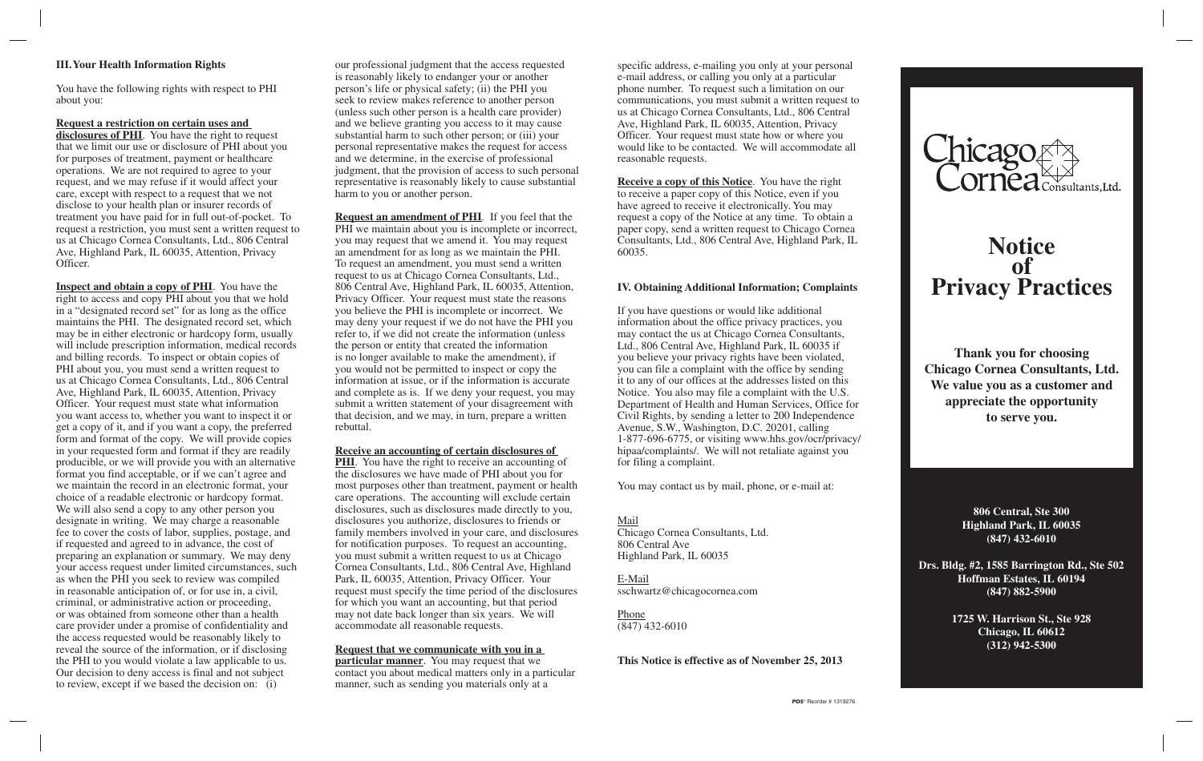## III. Your Health Information Rights

You have the following rights with respect to PHI about you:

**Request a restriction on certain uses and disclosures of PHI**. You have the right to request that we limit our use or disclosure of PHI about you for purposes of treatment, payment or healthcare operations. We are not required to agree to your request, and we may refuse if it would affect your care, except with respect to a request that we not disclose to your health plan or insurer records of treatment you have paid for in full out-of-pocket. To request a restriction, you must sent a written request to us at Chicago Cornea Consultants, Ltd., 806 Central Ave, Highland Park, IL 60035, Attention, Privacy Officer.

**Inspect and obtain a copy of PHI**. You have the right to access and copy PHI about you that we hold in a "designated record set" for as long as the office maintains the PHI. The designated record set, which may be in either electronic or hardcopy form, usually will include prescription information, medical records and billing records. To inspect or obtain copies of PHI about you, you must send a written request to us at Chicago Cornea Consultants, Ltd., 806 Central Ave, Highland Park, IL 60035, Attention, Privacy Officer. Your request must state what information you want access to, whether you want to inspect it or get a copy of it, and if you want a copy, the preferred form and format of the copy. We will provide copies in your requested form and format if they are readily producible, or we will provide you with an alternative format you find acceptable, or if we can't agree and we maintain the record in an electronic format, your choice of a readable electronic or hardcopy format. We will also send a copy to any other person you designate in writing. We may charge a reasonable fee to cover the costs of labor, supplies, postage, and if requested and agreed to in advance, the cost of preparing an explanation or summary. We may deny your access request under limited circumstances, such as when the PHI you seek to review was compiled in reasonable anticipation of, or for use in, a civil, criminal, or administrative action or proceeding, or was obtained from someone other than a health care provider under a promise of confidentiality and the access requested would be reasonably likely to reveal the source of the information, or if disclosing the PHI to you would violate a law applicable to us. Our decision to deny access is final and not subject to review, except if we based the decision on: (i) our professional judgment that the access requested is reasonably likely to endanger your or another person's life or physical safety; (ii) the PHI you seek to review makes reference to another person (unless such other person is a health care provider) and we believe granting you access to it may cause substantial harm to such other person; or (iii) your personal representative makes the request for access and we determine, in the exercise of professional judgment, that the provision of access to such personal representative is reasonably likely to cause substantial harm to you or another person.

**Request an amendment of PHI**. If you feel that the PHI we maintain about you is incomplete or incorrect, you may request that we amend it. You may request an amendment for as long as we maintain the PHI. To request an amendment, you must send a written request to us at Chicago Cornea Consultants, Ltd., 806 Central Ave, Highland Park, IL 60035, Attention, Privacy Officer. Your request must state the reasons you believe the PHI is incomplete or incorrect. We may deny your request if we do not have the PHI you refer to, if we did not create the information (unless the person or entity that created the information is no longer available to make the amendment), if you would not be permitted to inspect or copy the information at issue, or if the information is accurate and complete as is. If we deny your request, you may submit a written statement of your disagreement with that decision, and we may, in turn, prepare a written rebuttal.

**Receive an accounting of certain disclosures of PHI**. You have the right to receive an accounting of the disclosures we have made of PHI about you for most purposes other than treatment, payment or health care operations. The accounting will exclude certain disclosures, such as disclosures made directly to you, disclosures you authorize, disclosures to friends or family members involved in your care, and disclosures for notification purposes. To request an accounting, you must submit a written request to us at Chicago Cornea Consultants, Ltd., 806 Central Ave, Highland Park, IL 60035, Attention, Privacy Officer. Your request must specify the time period of the disclosures for which you want an accounting, but that period may not date back longer than six years. We will accommodate all reasonable requests.

**Request that we communicate with you in a particular manner**. You may request that we contact you about medical matters only in a particular manner, such as sending you materials only at a specific address, e-mailing you only at your personal e-mail address, or calling you only at a particular phone number. To request such a limitation on our communications, you must submit a written request to us at Chicago Cornea Consultants, Ltd., 806 Central Ave, Highland Park, IL 60035, Attention, Privacy Officer. Your request must state how or where you would like to be contacted. We will accommodate all reasonable requests.

**Receive a copy of this Notice**. You have the right to receive a paper copy of this Notice, even if you have agreed to receive it electronically. You may request a copy of the Notice at any time. To obtain a paper copy, send a written request to Chicago Cornea Consultants, Ltd., 806 Central Ave, Highland Park, IL 60035.

## IV. Obtaining Additional Information; Complaints

If you have questions or would like additional information about the office privacy practices, you may contact the us at Chicago Cornea Consultants, Ltd., 806 Central Ave, Highland Park, IL 60035 if you believe your privacy rights have been violated, you can file a complaint with the office by sending it to any of our offices at the addresses listed on this Notice. You also may file a complaint with the U.S. Department of Health and Human Services, Office for Civil Rights, by sending a letter to 200 Independence Avenue, S.W., Washington, D.C. 20201, calling 1-877-696-6775, or visiting www.hhs.gov/ocr/privacy/hipaa/complaints/. We will not retaliate against you for filing a complaint.

You may contact us by mail, phone, or e-mail at:

Mail
Chicago Cornea Consultants, Ltd.
806 Central Ave
Highland Park, IL 60035

E-Mail
sschwartz@chicagocornea.com

Phone
(847) 432-6010

**This Notice is effective as of November 25, 2013**

Chicago Cornea Consultants, Ltd.

# Notice of Privacy Practices

**Thank you for choosing Chicago Cornea Consultants, Ltd. We value you as a customer and appreciate the opportunity to serve you.**

**806 Central, Ste 300**
**Highland Park, IL 60035**
**(847) 432-6010**

**Drs. Bldg. #2, 1585 Barrington Rd., Ste 502**
**Hoffman Estates, IL 60194**
**(847) 882-5900**

**1725 W. Harrison St., Ste 928**
**Chicago, IL 60612**
**(312) 942-5300**

POS® Reorder # 1319276